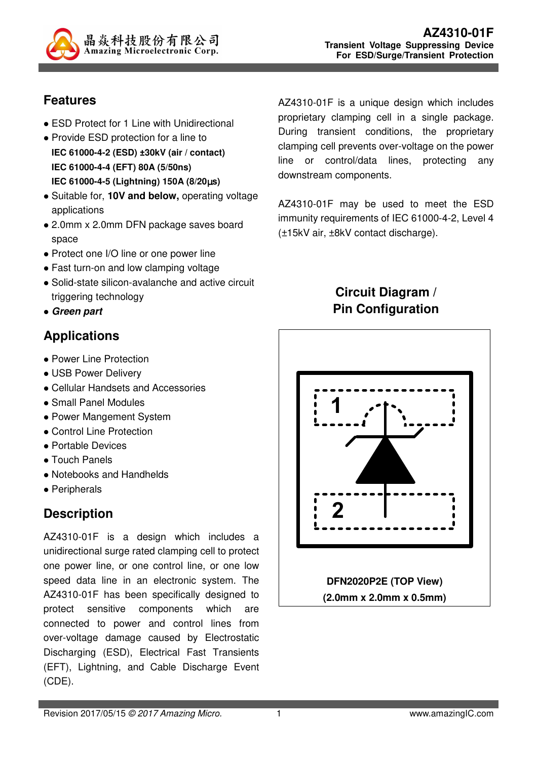晶焱科技股份有限公司
Amazing Microelectronic Corp.

# AZ4310-01F
**Transient Voltage Suppressing Device**
**For ESD/Surge/Transient Protection**

## Features

- ESD Protect for 1 Line with Unidirectional
- Provide ESD protection for a line to
  **IEC 61000-4-2 (ESD) ±30kV (air / contact)**
  **IEC 61000-4-4 (EFT) 80A (5/50ns)**
  **IEC 61000-4-5 (Lightning) 150A (8/20μs)**
- Suitable for, **10V and below,** operating voltage applications
- 2.0mm x 2.0mm DFN package saves board space
- Protect one I/O line or one power line
- Fast turn-on and low clamping voltage
- Solid-state silicon-avalanche and active circuit triggering technology
- ***Green part***

## Applications

- Power Line Protection
- USB Power Delivery
- Cellular Handsets and Accessories
- Small Panel Modules
- Power Mangement System
- Control Line Protection
- Portable Devices
- Touch Panels
- Notebooks and Handhelds
- Peripherals

## Description

AZ4310-01F is a design which includes a unidirectional surge rated clamping cell to protect one power line, or one control line, or one low speed data line in an electronic system. The AZ4310-01F has been specifically designed to protect sensitive components which are connected to power and control lines from over-voltage damage caused by Electrostatic Discharging (ESD), Electrical Fast Transients (EFT), Lightning, and Cable Discharge Event (CDE).

AZ4310-01F is a unique design which includes proprietary clamping cell in a single package. During transient conditions, the proprietary clamping cell prevents over-voltage on the power line or control/data lines, protecting any downstream components.

AZ4310-01F may be used to meet the ESD immunity requirements of IEC 61000-4-2, Level 4 (±15kV air, ±8kV contact discharge).

## Circuit Diagram / Pin Configuration

1

2

**DFN2020P2E (TOP View)**
**(2.0mm x 2.0mm x 0.5mm)**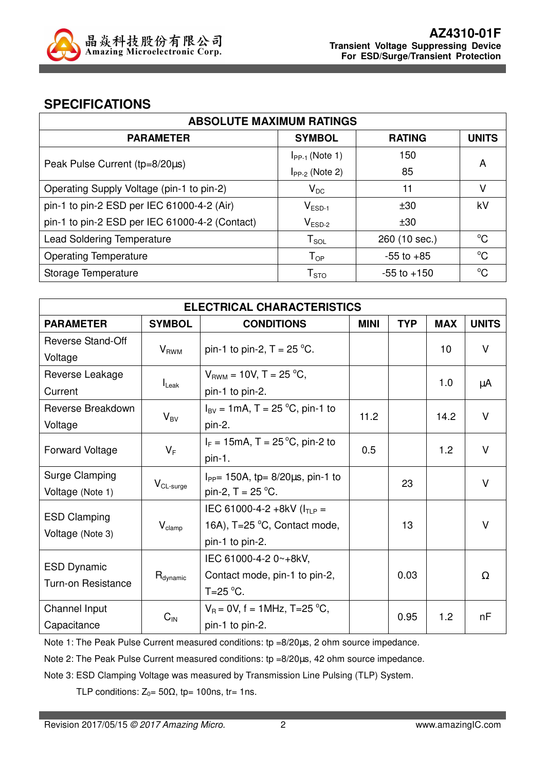## SPECIFICATIONS

| ABSOLUTE MAXIMUM RATINGS | | | |
|---|---|---|---|
| **PARAMETER** | **SYMBOL** | **RATING** | **UNITS** |
| Peak Pulse Current (tp=8/20µs) | $I_{PP-1}$ (Note 1) | 150 | A |
| | $I_{PP-2}$ (Note 2) | 85 | |
| Operating Supply Voltage (pin-1 to pin-2) | $V_{DC}$ | 11 | V |
| pin-1 to pin-2 ESD per IEC 61000-4-2 (Air) | $V_{ESD-1}$ | ±30 | kV |
| pin-1 to pin-2 ESD per IEC 61000-4-2 (Contact) | $V_{ESD-2}$ | ±30 | |
| Lead Soldering Temperature | $T_{SOL}$ | 260 (10 sec.) | °C |
| Operating Temperature | $T_{OP}$ | -55 to +85 | °C |
| Storage Temperature | $T_{STO}$ | -55 to +150 | °C |

| ELECTRICAL CHARACTERISTICS | | | | | | |
|---|---|---|---|---|---|---|
| **PARAMETER** | **SYMBOL** | **CONDITIONS** | **MINI** | **TYP** | **MAX** | **UNITS** |
| Reverse Stand-Off Voltage | $V_{RWM}$ | pin-1 to pin-2, T = 25 °C. | | | 10 | V |
| Reverse Leakage Current | $I_{Leak}$ | $V_{RWM}$ = 10V, T = 25 °C, pin-1 to pin-2. | | | 1.0 | µA |
| Reverse Breakdown Voltage | $V_{BV}$ | $I_{BV}$ = 1mA, T = 25 °C, pin-1 to pin-2. | 11.2 | | 14.2 | V |
| Forward Voltage | $V_F$ | $I_F$ = 15mA, T = 25 °C, pin-2 to pin-1. | 0.5 | | 1.2 | V |
| Surge Clamping Voltage (Note 1) | $V_{CL-surge}$ | $I_{PP}$= 150A, tp= 8/20µs, pin-1 to pin-2, T = 25 °C. | | 23 | | V |
| ESD Clamping Voltage (Note 3) | $V_{clamp}$ | IEC 61000-4-2 +8kV ($I_{TLP}$ = 16A), T=25 °C, Contact mode, pin-1 to pin-2. | | 13 | | V |
| ESD Dynamic Turn-on Resistance | $R_{dynamic}$ | IEC 61000-4-2 0~+8kV, Contact mode, pin-1 to pin-2, T=25 °C. | | 0.03 | | Ω |
| Channel Input Capacitance | $C_{IN}$ | $V_R$ = 0V, f = 1MHz, T=25 °C, pin-1 to pin-2. | | 0.95 | 1.2 | nF |

Note 1: The Peak Pulse Current measured conditions: tp =8/20µs, 2 ohm source impedance.

Note 2: The Peak Pulse Current measured conditions: tp =8/20µs, 42 ohm source impedance.

Note 3: ESD Clamping Voltage was measured by Transmission Line Pulsing (TLP) System.

TLP conditions: $Z_0$= 50Ω, tp= 100ns, tr= 1ns.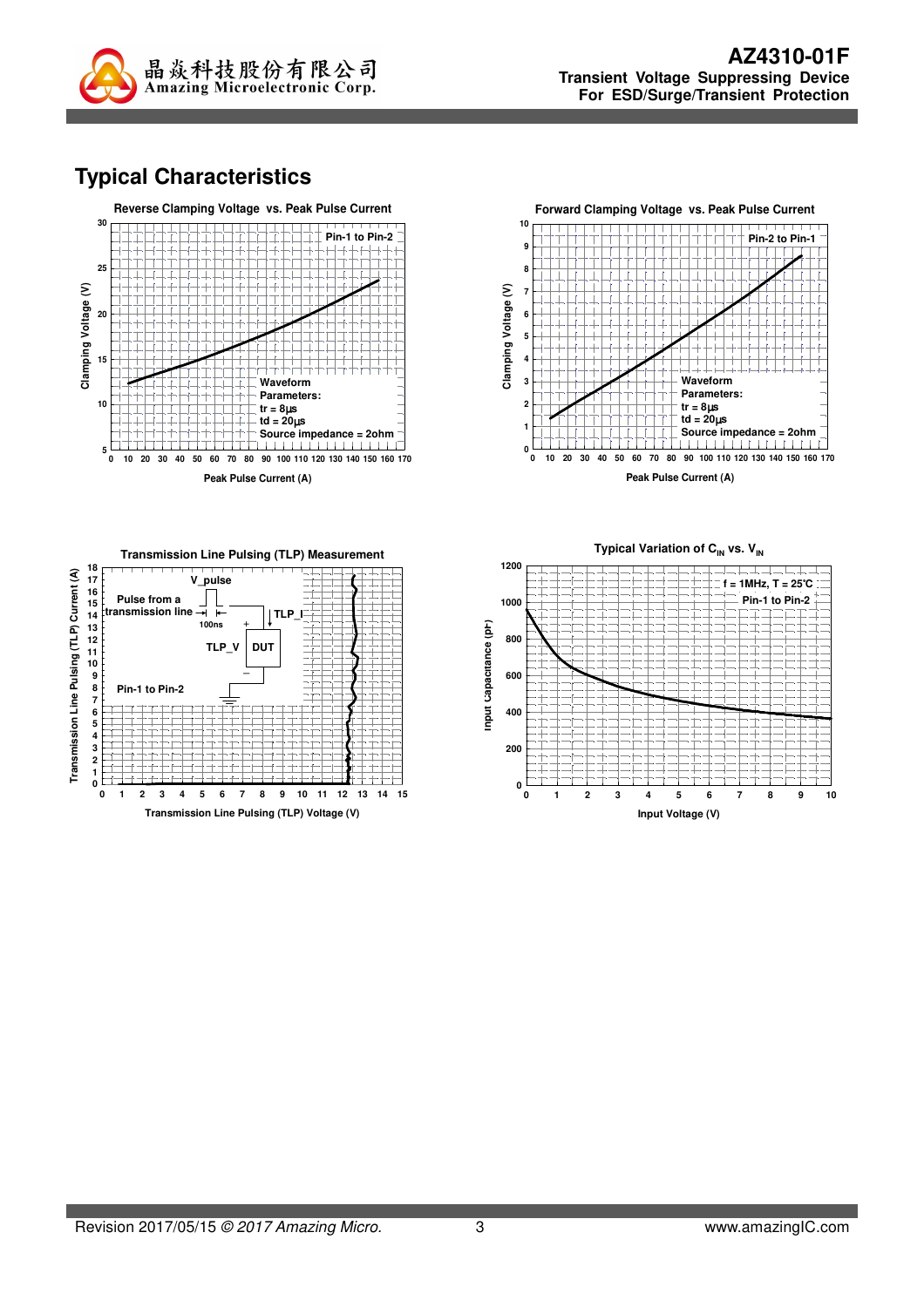## Typical Characteristics

**Reverse Clamping Voltage vs. Peak Pulse Current**

Pin-1 to Pin-2

Clamping Voltage (V)

Waveform Parameters:
tr = 8μs
td = 20μs
Source impedance = 2ohm

Peak Pulse Current (A)

**Forward Clamping Voltage vs. Peak Pulse Current**

Pin-2 to Pin-1

Clamping Voltage (V)

Waveform Parameters:
tr = 8μs
td = 20μs
Source impedance = 2ohm

Peak Pulse Current (A)

**Transmission Line Pulsing (TLP) Measurement**

V_pulse

Pulse from a transmission line

100ns

TLP_I

TLP_V

DUT

Pin-1 to Pin-2

Transmission Line Pulsing (TLP) Current (A)

Transmission Line Pulsing (TLP) Voltage (V)

**Typical Variation of $C_{IN}$ vs. $V_{IN}$**

f = 1MHz, T = 25℃

Pin-1 to Pin-2

Input Capacitance (pF)

Input Voltage (V)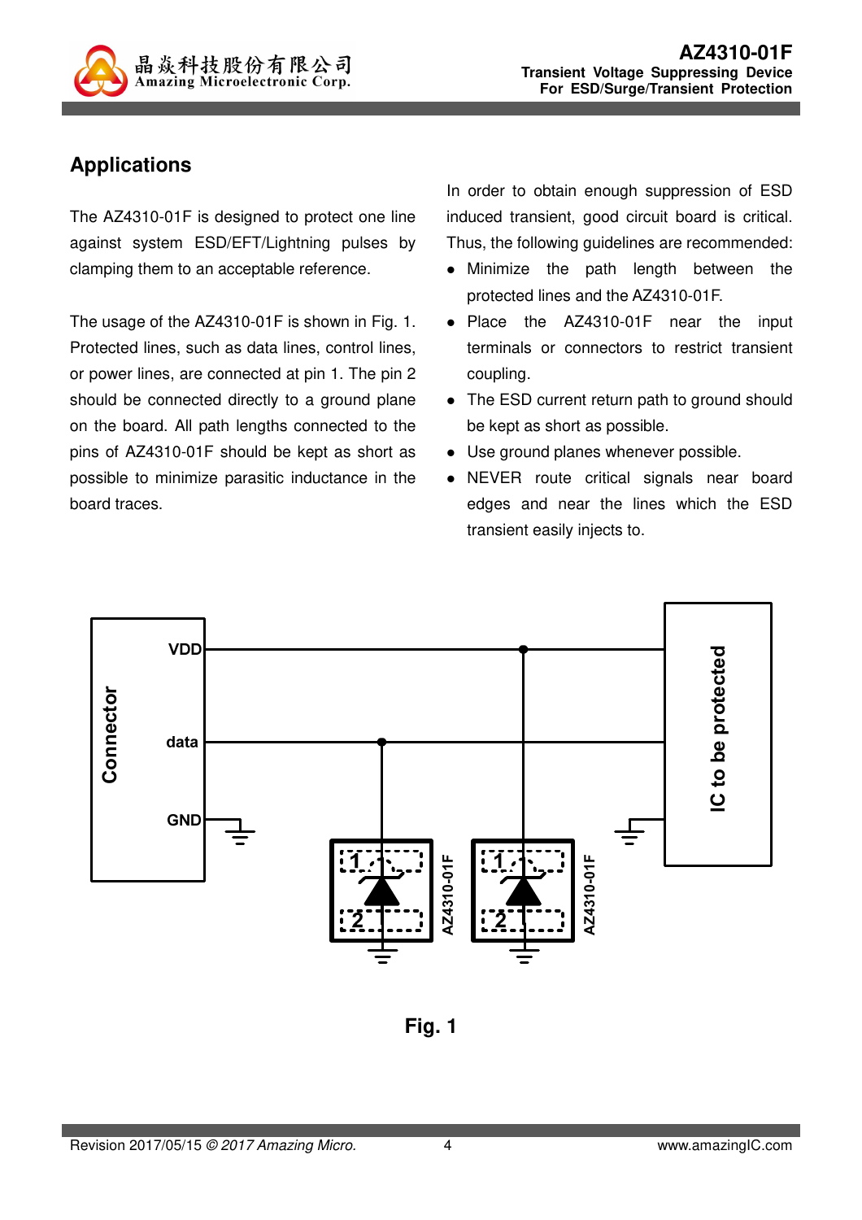## Applications

The AZ4310-01F is designed to protect one line against system ESD/EFT/Lightning pulses by clamping them to an acceptable reference.

The usage of the AZ4310-01F is shown in Fig. 1. Protected lines, such as data lines, control lines, or power lines, are connected at pin 1. The pin 2 should be connected directly to a ground plane on the board. All path lengths connected to the pins of AZ4310-01F should be kept as short as possible to minimize parasitic inductance in the board traces.

In order to obtain enough suppression of ESD induced transient, good circuit board is critical. Thus, the following guidelines are recommended:

- Minimize the path length between the protected lines and the AZ4310-01F.
- Place the AZ4310-01F near the input terminals or connectors to restrict transient coupling.
- The ESD current return path to ground should be kept as short as possible.
- Use ground planes whenever possible.
- NEVER route critical signals near board edges and near the lines which the ESD transient easily injects to.

**Fig. 1**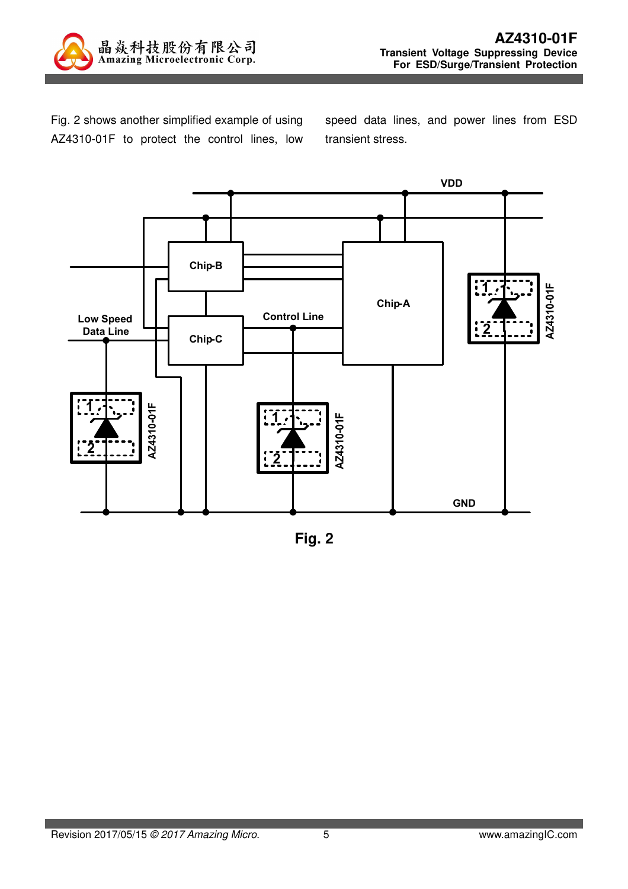Fig. 2 shows another simplified example of using AZ4310-01F to protect the control lines, low speed data lines, and power lines from ESD transient stress.

Fig. 2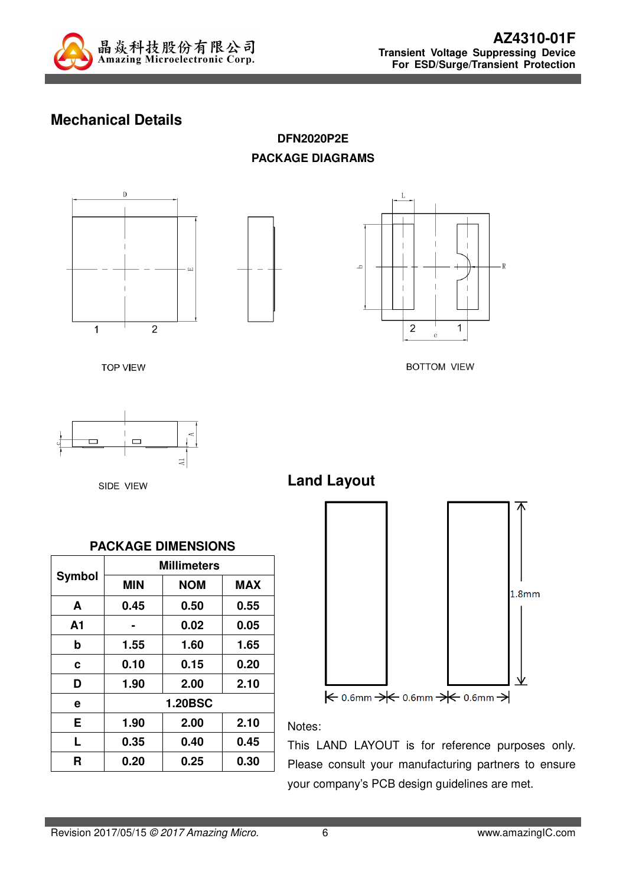## Mechanical Details

**DFN2020P2E**

**PACKAGE DIAGRAMS**

TOP VIEW

BOTTOM VIEW

SIDE VIEW

### PACKAGE DIMENSIONS

| Symbol | Millimeters | | |
|---|---|---|---|
| | **MIN** | **NOM** | **MAX** |
| **A** | 0.45 | 0.50 | 0.55 |
| **A1** | - | 0.02 | 0.05 |
| **b** | 1.55 | 1.60 | 1.65 |
| **c** | 0.10 | 0.15 | 0.20 |
| **D** | 1.90 | 2.00 | 2.10 |
| **e** | 1.20BSC | | |
| **E** | 1.90 | 2.00 | 2.10 |
| **L** | 0.35 | 0.40 | 0.45 |
| **R** | 0.20 | 0.25 | 0.30 |

## Land Layout

1.8mm

0.6mm 0.6mm 0.6mm

Notes:

This LAND LAYOUT is for reference purposes only. Please consult your manufacturing partners to ensure your company's PCB design guidelines are met.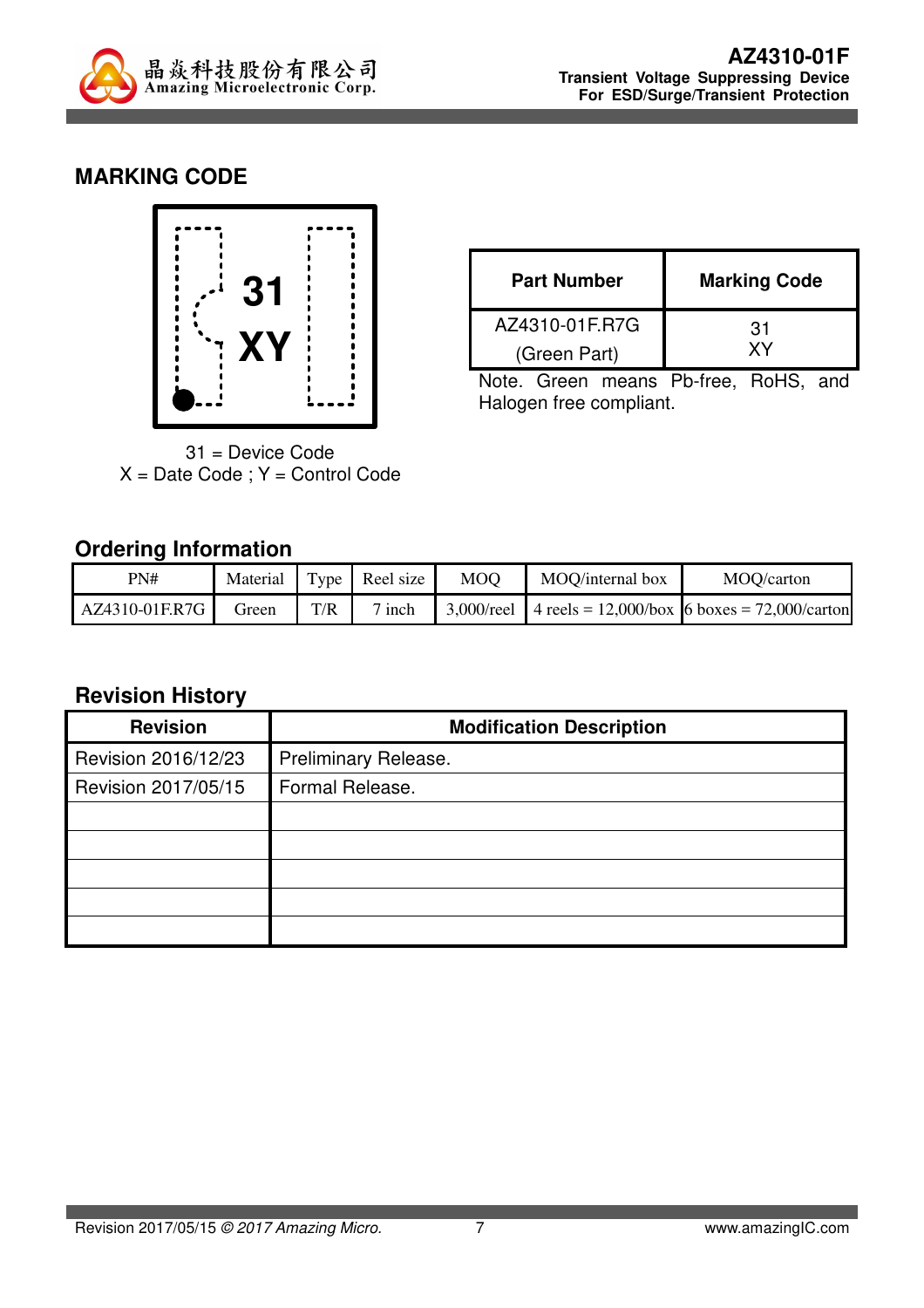## MARKING CODE

31
XY

31 = Device Code
X = Date Code ; Y = Control Code

| Part Number | Marking Code |
|---|---|
| AZ4310-01F.R7G (Green Part) | 31 XY |

Note. Green means Pb-free, RoHS, and Halogen free compliant.

## Ordering Information

| PN# | Material | Type | Reel size | MOQ | MOQ/internal box | MOQ/carton |
|---|---|---|---|---|---|---|
| AZ4310-01F.R7G | Green | T/R | 7 inch | 3,000/reel | 4 reels = 12,000/box | 6 boxes = 72,000/carton |

## Revision History

| Revision | Modification Description |
|---|---|
| Revision 2016/12/23 | Preliminary Release. |
| Revision 2017/05/15 | Formal Release. |
| | |
| | |
| | |
| | |
| | |